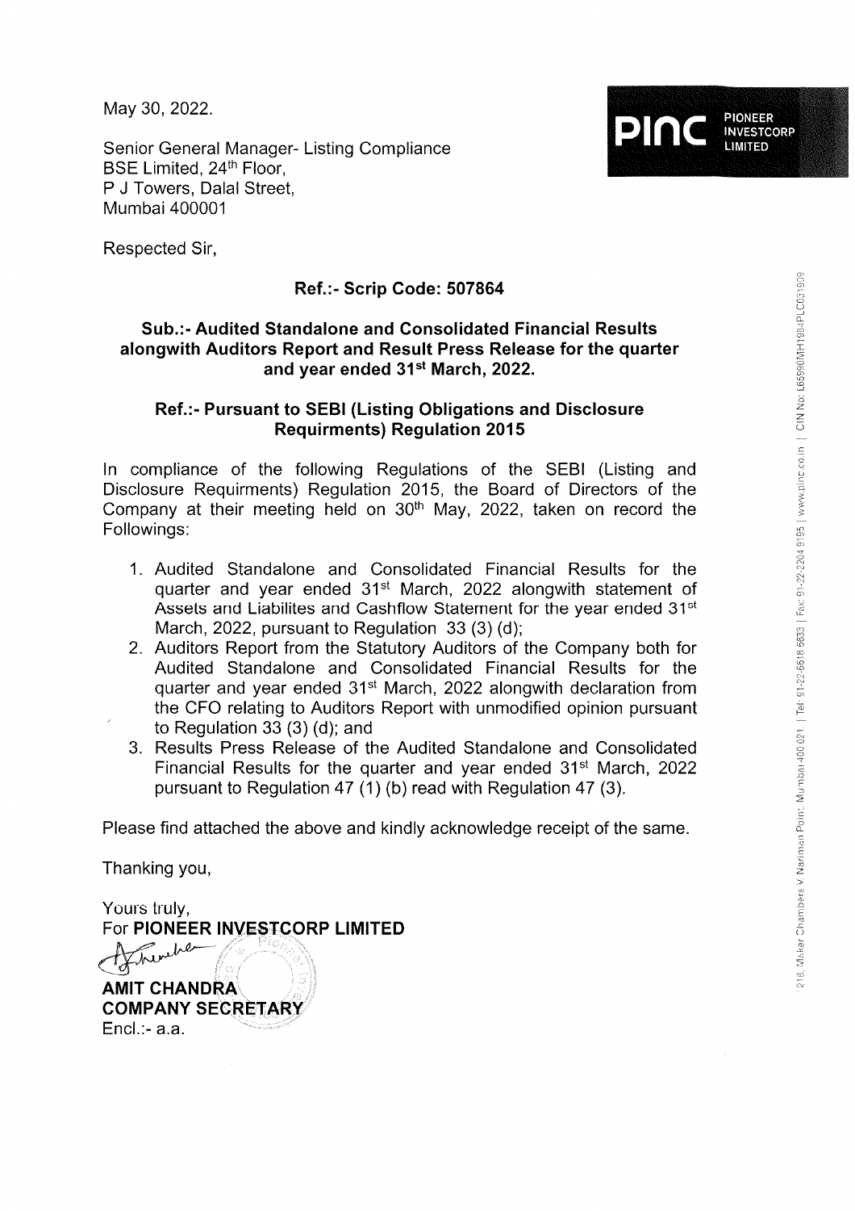May 30, 2022.

Senior General Manager- Listing Compliance
BSE Limited, 24th Floor,
P J Towers, Dalal Street,
Mumbai 400001

Respected Sir,

**Ref.:- Scrip Code: 507864**

**Sub.:- Audited Standalone and Consolidated Financial Results alongwith Auditors Report and Result Press Release for the quarter and year ended 31st March, 2022.**

**Ref.:- Pursuant to SEBI (Listing Obligations and Disclosure Requirments) Regulation 2015**

In compliance of the following Regulations of the SEBI (Listing and Disclosure Requirments) Regulation 2015, the Board of Directors of the Company at their meeting held on 30th May, 2022, taken on record the Followings:

1. Audited Standalone and Consolidated Financial Results for the quarter and year ended 31st March, 2022 alongwith statement of Assets and Liabilites and Cashflow Statement for the year ended 31st March, 2022, pursuant to Regulation 33 (3) (d);
2. Auditors Report from the Statutory Auditors of the Company both for Audited Standalone and Consolidated Financial Results for the quarter and year ended 31st March, 2022 alongwith declaration from the CFO relating to Auditors Report with unmodified opinion pursuant to Regulation 33 (3) (d); and
3. Results Press Release of the Audited Standalone and Consolidated Financial Results for the quarter and year ended 31st March, 2022 pursuant to Regulation 47 (1) (b) read with Regulation 47 (3).

Please find attached the above and kindly acknowledge receipt of the same.

Thanking you,

Yours truly,
For **PIONEER INVESTCORP LIMITED**

**AMIT CHANDRA**
**COMPANY SECRETARY**
Encl.:- a.a.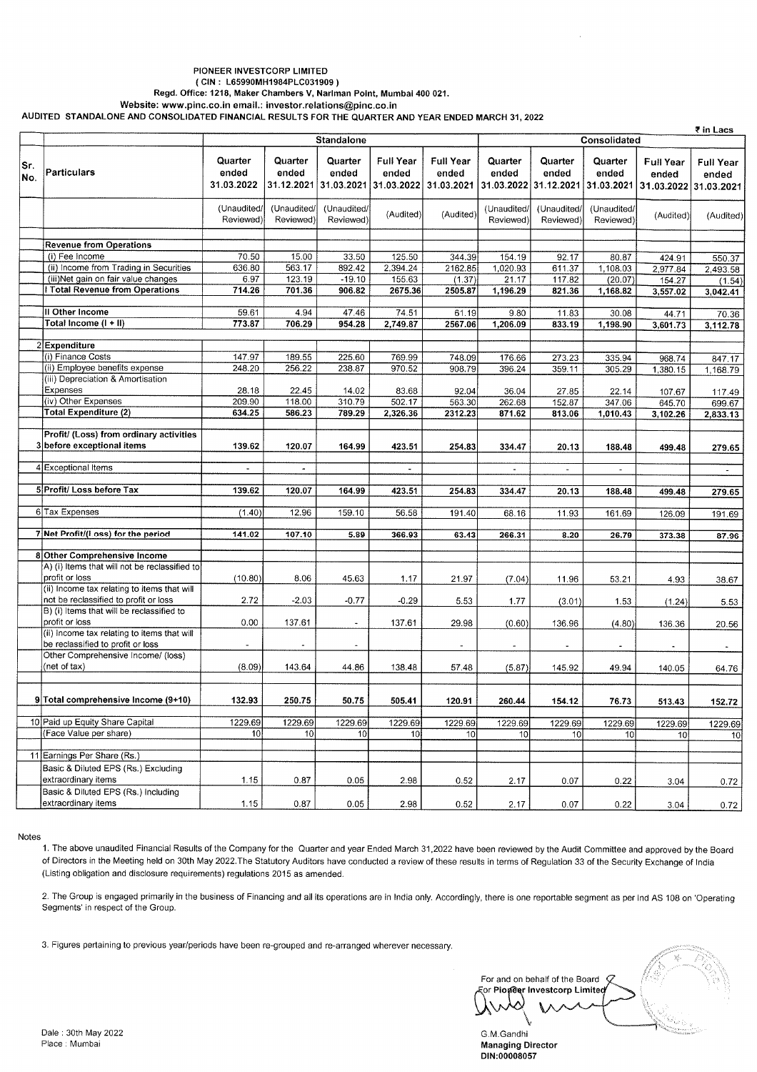PIONEER INVESTCORP LIMITED
( CIN : L65990MH1984PLC031909 )
Regd. Office: 1218, Maker Chambers V, Nariman Point, Mumbai 400 021.
Website: www.pinc.co.in email.: investor.relations@pinc.co.in

**AUDITED STANDALONE AND CONSOLIDATED FINANCIAL RESULTS FOR THE QUARTER AND YEAR ENDED MARCH 31, 2022**

₹ in Lacs

| Sr. No. | Particulars | Standalone | | | | | Consolidated | | | | |
|---|---|---|---|---|---|---|---|---|---|---|---|
| | | Quarter ended 31.03.2022 | Quarter ended 31.12.2021 | Quarter ended 31.03.2021 | Full Year ended 31.03.2022 | Full Year ended 31.03.2021 | Quarter ended 31.03.2022 | Quarter ended 31.12.2021 | Quarter ended 31.03.2021 | Full Year ended 31.03.2022 | Full Year ended 31.03.2021 |
| | | (Unaudited/ Reviewed) | (Unaudited/ Reviewed) | (Unaudited/ Reviewed) | (Audited) | (Audited) | (Unaudited/ Reviewed) | (Unaudited/ Reviewed) | (Unaudited/ Reviewed) | (Audited) | (Audited) |
| | **Revenue from Operations** | | | | | | | | | | |
| | (i) Fee Income | 70.50 | 15.00 | 33.50 | 125.50 | 344.39 | 154.19 | 92.17 | 80.87 | 424.91 | 550.37 |
| | (ii) Income from Trading in Securities | 636.80 | 563.17 | 892.42 | 2,394.24 | 2162.85 | 1,020.93 | 611.37 | 1,108.03 | 2,977.84 | 2,493.58 |
| | (iii)Net gain on fair value changes | 6.97 | 123.19 | -19.10 | 155.63 | (1.37) | 21.17 | 117.82 | (20.07) | 154.27 | (1.54) |
| | **I Total Revenue from Operations** | **714.26** | **701.36** | **906.82** | **2675.36** | **2505.87** | **1,196.29** | **821.36** | **1,168.82** | **3,557.02** | **3,042.41** |
| | **II Other Income** | 59.61 | 4.94 | 47.46 | 74.51 | 61.19 | 9.80 | 11.83 | 30.08 | 44.71 | 70.36 |
| | **Total Income (I + II)** | **773.87** | **706.29** | **954.28** | **2,749.87** | **2567.06** | **1,206.09** | **833.19** | **1,198.90** | **3,601.73** | **3,112.78** |
| 2 | **Expenditure** | | | | | | | | | | |
| | (i) Finance Costs | 147.97 | 189.55 | 225.60 | 769.99 | 748.09 | 176.66 | 273.23 | 335.94 | 968.74 | 847.17 |
| | (ii) Employee benefits expense | 248.20 | 256.22 | 238.87 | 970.52 | 908.79 | 396.24 | 359.11 | 305.29 | 1,380.15 | 1,168.79 |
| | (iii) Depreciation & Amortisation Expenses | 28.18 | 22.45 | 14.02 | 83.68 | 92.04 | 36.04 | 27.85 | 22.14 | 107.67 | 117.49 |
| | (iv) Other Expenses | 209.90 | 118.00 | 310.79 | 502.17 | 563.30 | 262.68 | 152.87 | 347.06 | 645.70 | 699.67 |
| | **Total Expenditure (2)** | **634.25** | **586.23** | **789.29** | **2,326.36** | **2312.23** | **871.62** | **813.06** | **1,010.43** | **3,102.26** | **2,833.13** |
| 3 | **Profit/ (Loss) from ordinary activities before exceptional items** | **139.62** | **120.07** | **164.99** | **423.51** | **254.83** | **334.47** | **20.13** | **188.48** | **499.48** | **279.65** |
| 4 | Exceptional Items | - | - | | - | | - | - | - | | - |
| 5 | **Profit/ Loss before Tax** | **139.62** | **120.07** | **164.99** | **423.51** | **254.83** | **334.47** | **20.13** | **188.48** | **499.48** | **279.65** |
| 6 | Tax Expenses | (1.40) | 12.96 | 159.10 | 56.58 | 191.40 | 68.16 | 11.93 | 161.69 | 126.09 | 191.69 |
| 7 | **Net Profit/(Loss) for the period** | **141.02** | **107.10** | **5.89** | **366.93** | **63.43** | **266.31** | **8.20** | **26.79** | **373.38** | **87.96** |
| 8 | **Other Comprehensive Income** | | | | | | | | | | |
| | A) (i) Items that will not be reclassified to profit or loss | (10.80) | 8.06 | 45.63 | 1.17 | 21.97 | (7.04) | 11.96 | 53.21 | 4.93 | 38.67 |
| | (ii) Income tax relating to items that will not be reclassified to profit or loss | 2.72 | -2.03 | -0.77 | -0.29 | 5.53 | 1.77 | (3.01) | 1.53 | (1.24) | 5.53 |
| | B) (i) Items that will be reclassified to profit or loss | 0.00 | 137.61 | - | 137.61 | 29.98 | (0.60) | 136.96 | (4.80) | 136.36 | 20.56 |
| | (ii) Income tax relating to items that will be reclassified to profit or loss | - | - | - | | - | - | - | - | - | - |
| | Other Comprehensive Income/ (loss) (net of tax) | (8.09) | 143.64 | 44.86 | 138.48 | 57.48 | (5.87) | 145.92 | 49.94 | 140.05 | 64.76 |
| 9 | **Total comprehensive Income (9+10)** | **132.93** | **250.75** | **50.75** | **505.41** | **120.91** | **260.44** | **154.12** | **76.73** | **513.43** | **152.72** |
| 10 | Paid up Equity Share Capital | 1229.69 | 1229.69 | 1229.69 | 1229.69 | 1229.69 | 1229.69 | 1229.69 | 1229.69 | 1229.69 | 1229.69 |
| | (Face Value per share) | 10 | 10 | 10 | 10 | 10 | 10 | 10 | 10 | 10 | 10 |
| 11 | Earnings Per Share (Rs.) | | | | | | | | | | |
| | Basic & Diluted EPS (Rs.) Excluding extraordinary items | 1.15 | 0.87 | 0.05 | 2.98 | 0.52 | 2.17 | 0.07 | 0.22 | 3.04 | 0.72 |
| | Basic & Diluted EPS (Rs.) Including extraordinary items | 1.15 | 0.87 | 0.05 | 2.98 | 0.52 | 2.17 | 0.07 | 0.22 | 3.04 | 0.72 |

Notes

1. The above unaudited Financial Results of the Company for the Quarter and year Ended March 31,2022 have been reviewed by the Audit Committee and approved by the Board of Directors in the Meeting held on 30th May 2022.The Statutory Auditors have conducted a review of these results in terms of Regulation 33 of the Security Exchange of India (Listing obligation and disclosure requirements) regulations 2015 as amended.

2. The Group is engaged primarily in the business of Financing and all its operations are in India only. Accordingly, there is one reportable segment as per Ind AS 108 on 'Operating Segments' in respect of the Group.

3. Figures pertaining to previous year/periods have been re-grouped and re-arranged wherever necessary.

Date : 30th May 2022
Place : Mumbai

For and on behalf of the Board
For Pioneer Investcorp Limited

G.M.Gandhi
**Managing Director**
**DIN:00008057**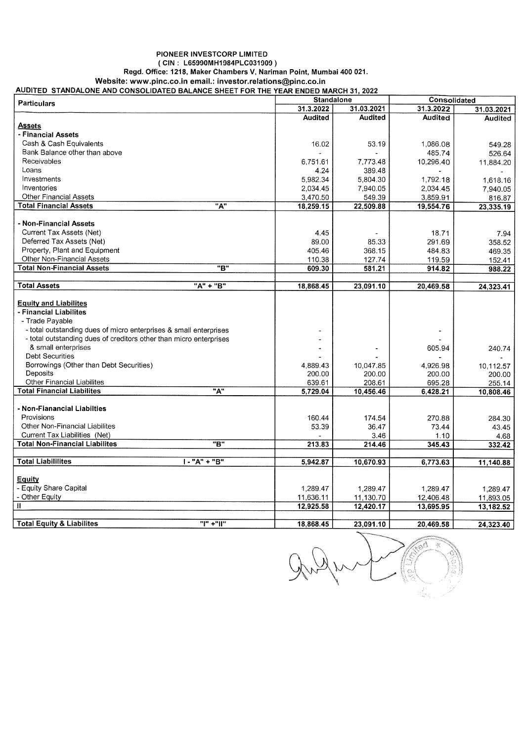**PIONEER INVESTCORP LIMITED**
**( CIN : L65990MH1984PLC031909 )**
**Regd. Office: 1218, Maker Chambers V, Nariman Point, Mumbai 400 021.**
**Website: www.pinc.co.in email.: investor.relations@pinc.co.in**

**AUDITED STANDALONE AND CONSOLIDATED BALANCE SHEET FOR THE YEAR ENDED MARCH 31, 2022**

| Particulars | | Standalone | | Consolidated | |
|---|---|---|---|---|---|
| | | 31.3.2022 | 31.03.2021 | 31.3.2022 | 31.03.2021 |
| | | Audited | Audited | Audited | Audited |
| **Assets** | | | | | |
| **- Financial Assets** | | | | | |
| Cash & Cash Equivalents | | 16.02 | 53.19 | 1,086.08 | 549.28 |
| Bank Balance other than above | | - | - | 485.74 | 526.64 |
| Receivables | | 6,751.61 | 7,773.48 | 10,296.40 | 11,884.20 |
| Loans | | 4.24 | 389.48 | - | - |
| Investments | | 5,982.34 | 5,804.30 | 1,792.18 | 1,618.16 |
| Inventories | | 2,034.45 | 7,940.05 | 2,034.45 | 7,940.05 |
| Other Financial Assets | | 3,470.50 | 549.39 | 3,859.91 | 816.87 |
| **Total Financial Assets** | **"A"** | **18,259.15** | **22,509.88** | **19,554.76** | **23,335.19** |
| **- Non-Financial Assets** | | | | | |
| Current Tax Assets (Net) | | 4.45 | - | 18.71 | 7.94 |
| Deferred Tax Assets (Net) | | 89.00 | 85.33 | 291.69 | 358.52 |
| Property, Plant and Equipment | | 405.46 | 368.15 | 484.83 | 469.35 |
| Other Non-Financial Assets | | 110.38 | 127.74 | 119.59 | 152.41 |
| **Total Non-Financial Assets** | **"B"** | **609.30** | **581.21** | **914.82** | **988.22** |
| **Total Assets** | **"A" + "B"** | **18,868.45** | **23,091.10** | **20,469.58** | **24,323.41** |
| **Equity and Liabilites** | | | | | |
| **- Financial Liabilites** | | | | | |
| - Trade Payable | | | | | |
| - total outstanding dues of micro enterprises & small enterprises | | - | | - | |
| - total outstanding dues of creditors other than micro enterprises & small enterprises | | - | - | 605.94 | 240.74 |
| Debt Securities | | - | - | - | - |
| Borrowings (Other than Debt Securities) | | 4,889.43 | 10,047.85 | 4,926.98 | 10,112.57 |
| Deposits | | 200.00 | 200.00 | 200.00 | 200.00 |
| Other Financial Liabilites | | 639.61 | 208.61 | 695.28 | 255.14 |
| **Total Financial Liabilites** | **"A"** | **5,729.04** | **10,456.46** | **6,428.21** | **10,808.46** |
| **- Non-Fianancial Liabilties** | | | | | |
| Provisions | | 160.44 | 174.54 | 270.88 | 284.30 |
| Other Non-Financial Liabilites | | 53.39 | 36.47 | 73.44 | 43.45 |
| Current Tax Liabilities (Net) | | - | 3.46 | 1.10 | 4.68 |
| **Total Non-Financial Liabilites** | **"B"** | **213.83** | **214.46** | **345.43** | **332.42** |
| **Total Liabililites** | **I - "A" + "B"** | **5,942.87** | **10,670.93** | **6,773.63** | **11,140.88** |
| **Equity** | | | | | |
| - Equity Share Capital | | 1,289.47 | 1,289.47 | 1,289.47 | 1,289.47 |
| - Other Equity | | 11,636.11 | 11,130.70 | 12,406.48 | 11,893.05 |
| II | | 12,925.58 | 12,420.17 | 13,695.95 | 13,182.52 |
| **Total Equity & Liabilites** | **"I" +"II"** | **18,868.45** | **23,091.10** | **20,469.58** | **24,323.40** |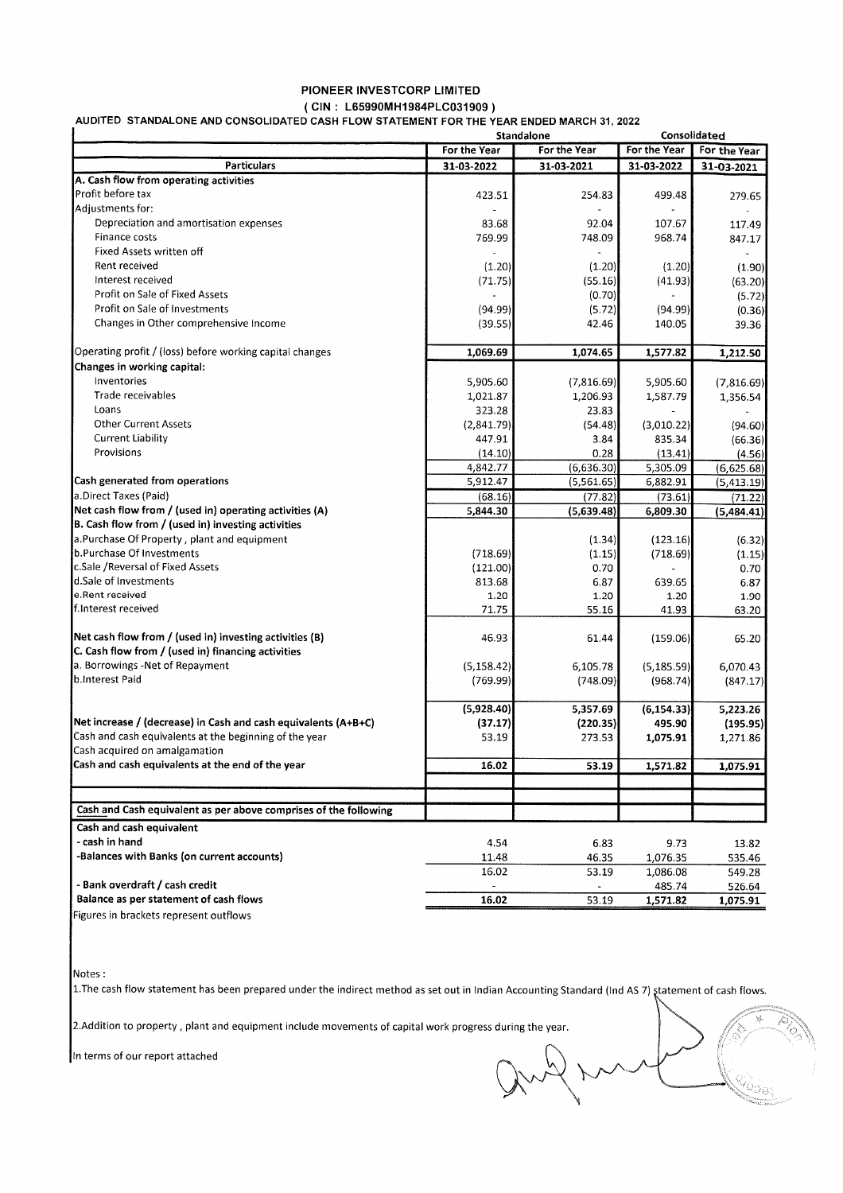# PIONEER INVESTCORP LIMITED

**( CIN : L65990MH1984PLC031909 )**

**AUDITED STANDALONE AND CONSOLIDATED CASH FLOW STATEMENT FOR THE YEAR ENDED MARCH 31, 2022**

| | Standalone | | Consolidated | |
|---|---|---|---|---|
| | For the Year | For the Year | For the Year | For the Year |
| **Particulars** | **31-03-2022** | **31-03-2021** | **31-03-2022** | **31-03-2021** |
| **A. Cash flow from operating activities** | | | | |
| Profit before tax | 423.51 | 254.83 | 499.48 | 279.65 |
| Adjustments for: | - | - | - | - |
| Depreciation and amortisation expenses | 83.68 | 92.04 | 107.67 | 117.49 |
| Finance costs | 769.99 | 748.09 | 968.74 | 847.17 |
| Fixed Assets written off | - | - | | - |
| Rent received | (1.20) | (1.20) | (1.20) | (1.90) |
| Interest received | (71.75) | (55.16) | (41.93) | (63.20) |
| Profit on Sale of Fixed Assets | - | (0.70) | - | (5.72) |
| Profit on Sale of Investments | (94.99) | (5.72) | (94.99) | (0.36) |
| Changes in Other comprehensive Income | (39.55) | 42.46 | 140.05 | 39.36 |
| Operating profit / (loss) before working capital changes | **1,069.69** | **1,074.65** | **1,577.82** | **1,212.50** |
| **Changes in working capital:** | | | | |
| Inventories | 5,905.60 | (7,816.69) | 5,905.60 | (7,816.69) |
| Trade receivables | 1,021.87 | 1,206.93 | 1,587.79 | 1,356.54 |
| Loans | 323.28 | 23.83 | - | - |
| Other Current Assets | (2,841.79) | (54.48) | (3,010.22) | (94.60) |
| Current Liability | 447.91 | 3.84 | 835.34 | (66.36) |
| Provisions | (14.10) | 0.28 | (13.41) | (4.56) |
| | 4,842.77 | (6,636.30) | 5,305.09 | (6,625.68) |
| **Cash generated from operations** | 5,912.47 | (5,561.65) | 6,882.91 | (5,413.19) |
| a.Direct Taxes (Paid) | (68.16) | (77.82) | (73.61) | (71.22) |
| **Net cash flow from / (used in) operating activities (A)** | **5,844.30** | **(5,639.48)** | **6,809.30** | **(5,484.41)** |
| **B. Cash flow from / (used in) investing activities** | | | | |
| a.Purchase Of Property , plant and equipment | | (1.34) | (123.16) | (6.32) |
| b.Purchase Of Investments | (718.69) | (1.15) | (718.69) | (1.15) |
| c.Sale /Reversal of Fixed Assets | (121.00) | 0.70 | - | 0.70 |
| d.Sale of Investments | 813.68 | 6.87 | 639.65 | 6.87 |
| e.Rent received | 1.20 | 1.20 | 1.20 | 1.90 |
| f.Interest received | 71.75 | 55.16 | 41.93 | 63.20 |
| **Net cash flow from / (used in) investing activities (B)** | 46.93 | 61.44 | (159.06) | 65.20 |
| **C. Cash flow from / (used in) financing activities** | | | | |
| a. Borrowings -Net of Repayment | (5,158.42) | 6,105.78 | (5,185.59) | 6,070.43 |
| b.Interest Paid | (769.99) | (748.09) | (968.74) | (847.17) |
| | **(5,928.40)** | **5,357.69** | **(6,154.33)** | **5,223.26** |
| **Net increase / (decrease) in Cash and cash equivalents (A+B+C)** | **(37.17)** | **(220.35)** | **495.90** | **(195.95)** |
| Cash and cash equivalents at the beginning of the year | 53.19 | 273.53 | **1,075.91** | 1,271.86 |
| Cash acquired on amalgamation | | | | |
| **Cash and cash equivalents at the end of the year** | **16.02** | **53.19** | **1,571.82** | **1,075.91** |
| | | | | |
| **Cash and Cash equivalent as per above comprises of the following** | | | | |
| **Cash and cash equivalent** | | | | |
| **- cash in hand** | 4.54 | 6.83 | 9.73 | 13.82 |
| **-Balances with Banks (on current accounts)** | 11.48 | 46.35 | 1,076.35 | 535.46 |
| | 16.02 | 53.19 | 1,086.08 | 549.28 |
| **- Bank overdraft / cash credit** | - | - | 485.74 | 526.64 |
| **Balance as per statement of cash flows** | **16.02** | 53.19 | **1,571.82** | **1,075.91** |

Figures in brackets represent outflows

Notes :

1.The cash flow statement has been prepared under the indirect method as set out in Indian Accounting Standard (Ind AS 7) statement of cash flows.

2.Addition to property , plant and equipment include movements of capital work progress during the year.

In terms of our report attached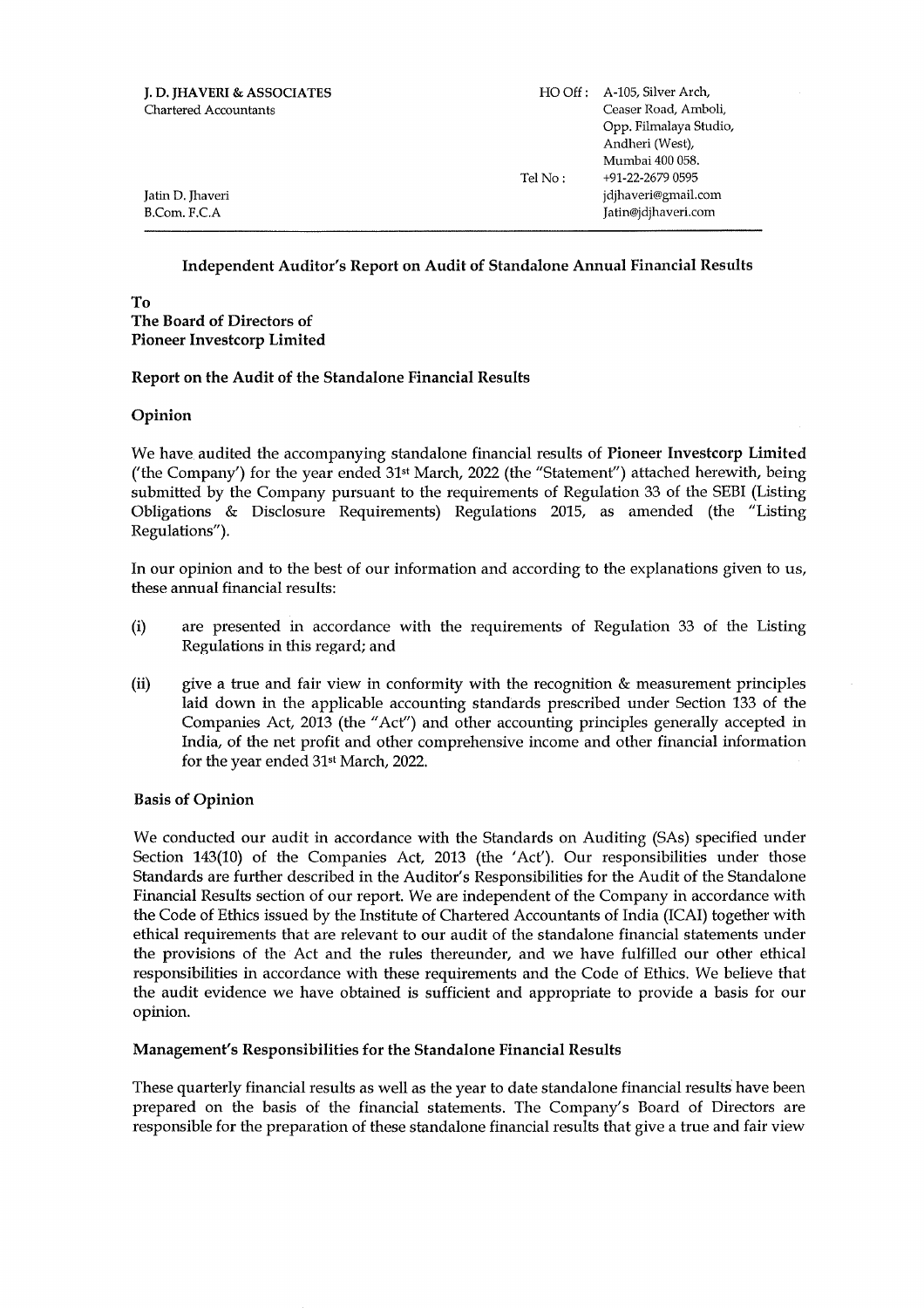J. D. JHAVERI & ASSOCIATES
Chartered Accountants

Jatin D. Jhaveri
B.Com. F.C.A

HO Off : A-105, Silver Arch, Ceaser Road, Amboli, Opp. Filmalaya Studio, Andheri (West), Mumbai 400 058.
Tel No : +91-22-2679 0595
jdjhaveri@gmail.com
Jatin@jdjhaveri.com

---

## Independent Auditor's Report on Audit of Standalone Annual Financial Results

**To**
**The Board of Directors of**
**Pioneer Investcorp Limited**

### Report on the Audit of the Standalone Financial Results

### Opinion

We have audited the accompanying standalone financial results of **Pioneer Investcorp Limited** ('the Company') for the year ended 31st March, 2022 (the "Statement") attached herewith, being submitted by the Company pursuant to the requirements of Regulation 33 of the SEBI (Listing Obligations & Disclosure Requirements) Regulations 2015, as amended (the "Listing Regulations").

In our opinion and to the best of our information and according to the explanations given to us, these annual financial results:

(i) are presented in accordance with the requirements of Regulation 33 of the Listing Regulations in this regard; and

(ii) give a true and fair view in conformity with the recognition & measurement principles laid down in the applicable accounting standards prescribed under Section 133 of the Companies Act, 2013 (the "Act") and other accounting principles generally accepted in India, of the net profit and other comprehensive income and other financial information for the year ended 31st March, 2022.

### Basis of Opinion

We conducted our audit in accordance with the Standards on Auditing (SAs) specified under Section 143(10) of the Companies Act, 2013 (the 'Act'). Our responsibilities under those Standards are further described in the Auditor's Responsibilities for the Audit of the Standalone Financial Results section of our report. We are independent of the Company in accordance with the Code of Ethics issued by the Institute of Chartered Accountants of India (ICAI) together with ethical requirements that are relevant to our audit of the standalone financial statements under the provisions of the Act and the rules thereunder, and we have fulfilled our other ethical responsibilities in accordance with these requirements and the Code of Ethics. We believe that the audit evidence we have obtained is sufficient and appropriate to provide a basis for our opinion.

### Management's Responsibilities for the Standalone Financial Results

These quarterly financial results as well as the year to date standalone financial results have been prepared on the basis of the financial statements. The Company's Board of Directors are responsible for the preparation of these standalone financial results that give a true and fair view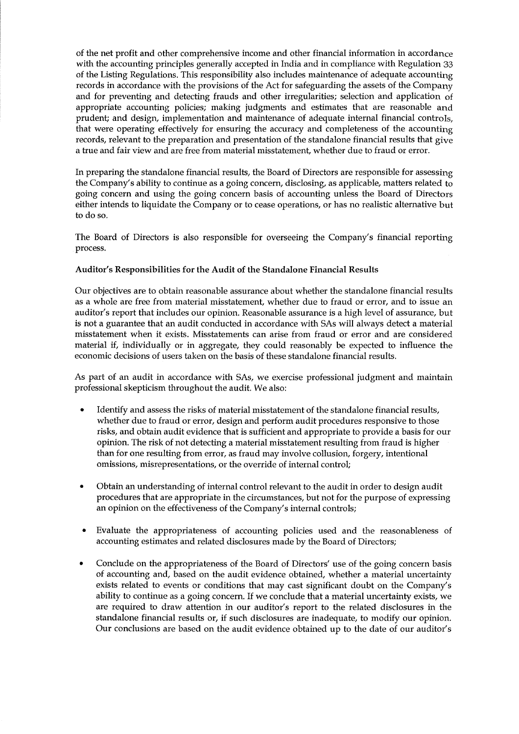of the net profit and other comprehensive income and other financial information in accordance with the accounting principles generally accepted in India and in compliance with Regulation 33 of the Listing Regulations. This responsibility also includes maintenance of adequate accounting records in accordance with the provisions of the Act for safeguarding the assets of the Company and for preventing and detecting frauds and other irregularities; selection and application of appropriate accounting policies; making judgments and estimates that are reasonable and prudent; and design, implementation and maintenance of adequate internal financial controls, that were operating effectively for ensuring the accuracy and completeness of the accounting records, relevant to the preparation and presentation of the standalone financial results that give a true and fair view and are free from material misstatement, whether due to fraud or error.

In preparing the standalone financial results, the Board of Directors are responsible for assessing the Company's ability to continue as a going concern, disclosing, as applicable, matters related to going concern and using the going concern basis of accounting unless the Board of Directors either intends to liquidate the Company or to cease operations, or has no realistic alternative but to do so.

The Board of Directors is also responsible for overseeing the Company's financial reporting process.

**Auditor's Responsibilities for the Audit of the Standalone Financial Results**

Our objectives are to obtain reasonable assurance about whether the standalone financial results as a whole are free from material misstatement, whether due to fraud or error, and to issue an auditor's report that includes our opinion. Reasonable assurance is a high level of assurance, but is not a guarantee that an audit conducted in accordance with SAs will always detect a material misstatement when it exists. Misstatements can arise from fraud or error and are considered material if, individually or in aggregate, they could reasonably be expected to influence the economic decisions of users taken on the basis of these standalone financial results.

As part of an audit in accordance with SAs, we exercise professional judgment and maintain professional skepticism throughout the audit. We also:

- Identify and assess the risks of material misstatement of the standalone financial results, whether due to fraud or error, design and perform audit procedures responsive to those risks, and obtain audit evidence that is sufficient and appropriate to provide a basis for our opinion. The risk of not detecting a material misstatement resulting from fraud is higher than for one resulting from error, as fraud may involve collusion, forgery, intentional omissions, misrepresentations, or the override of internal control;

- Obtain an understanding of internal control relevant to the audit in order to design audit procedures that are appropriate in the circumstances, but not for the purpose of expressing an opinion on the effectiveness of the Company's internal controls;

- Evaluate the appropriateness of accounting policies used and the reasonableness of accounting estimates and related disclosures made by the Board of Directors;

- Conclude on the appropriateness of the Board of Directors' use of the going concern basis of accounting and, based on the audit evidence obtained, whether a material uncertainty exists related to events or conditions that may cast significant doubt on the Company's ability to continue as a going concern. If we conclude that a material uncertainty exists, we are required to draw attention in our auditor's report to the related disclosures in the standalone financial results or, if such disclosures are inadequate, to modify our opinion. Our conclusions are based on the audit evidence obtained up to the date of our auditor's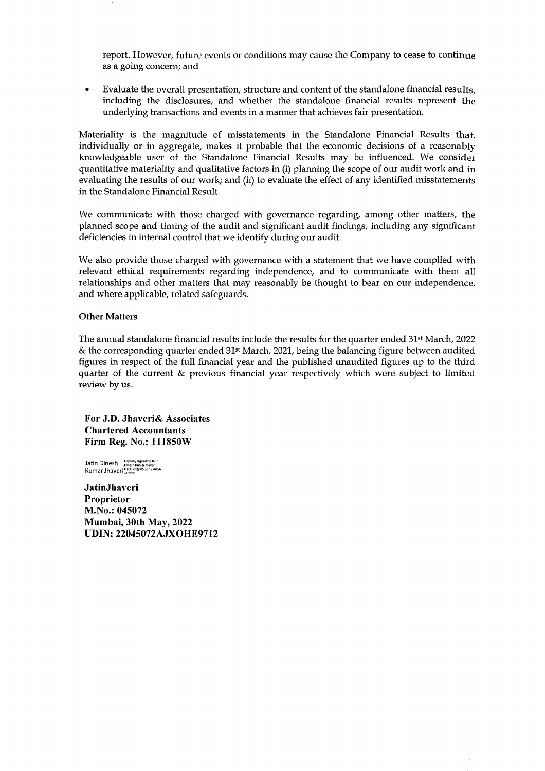report. However, future events or conditions may cause the Company to cease to continue as a going concern; and

- Evaluate the overall presentation, structure and content of the standalone financial results, including the disclosures, and whether the standalone financial results represent the underlying transactions and events in a manner that achieves fair presentation.

Materiality is the magnitude of misstatements in the Standalone Financial Results that, individually or in aggregate, makes it probable that the economic decisions of a reasonably knowledgeable user of the Standalone Financial Results may be influenced. We consider quantitative materiality and qualitative factors in (i) planning the scope of our audit work and in evaluating the results of our work; and (ii) to evaluate the effect of any identified misstatements in the Standalone Financial Result.

We communicate with those charged with governance regarding, among other matters, the planned scope and timing of the audit and significant audit findings, including any significant deficiencies in internal control that we identify during our audit.

We also provide those charged with governance with a statement that we have complied with relevant ethical requirements regarding independence, and to communicate with them all relationships and other matters that may reasonably be thought to bear on our independence, and where applicable, related safeguards.

**Other Matters**

The annual standalone financial results include the results for the quarter ended 31st March, 2022 & the corresponding quarter ended 31st March, 2021, being the balancing figure between audited figures in respect of the full financial year and the published unaudited figures up to the third quarter of the current & previous financial year respectively which were subject to limited review by us.

**For J.D. Jhaveri& Associates**
**Chartered Accountants**
**Firm Reg. No.: 111850W**

Jatin Dinesh Kumar Jhaveri — Digitally signed by Jatin Dinesh Kumar Jhaveri Date: 2022.05.30 17:49:56 +05'30'

**JatinJhaveri**
**Proprietor**
**M.No.: 045072**
**Mumbai, 30th May, 2022**
**UDIN: 22045072AJXOHE9712**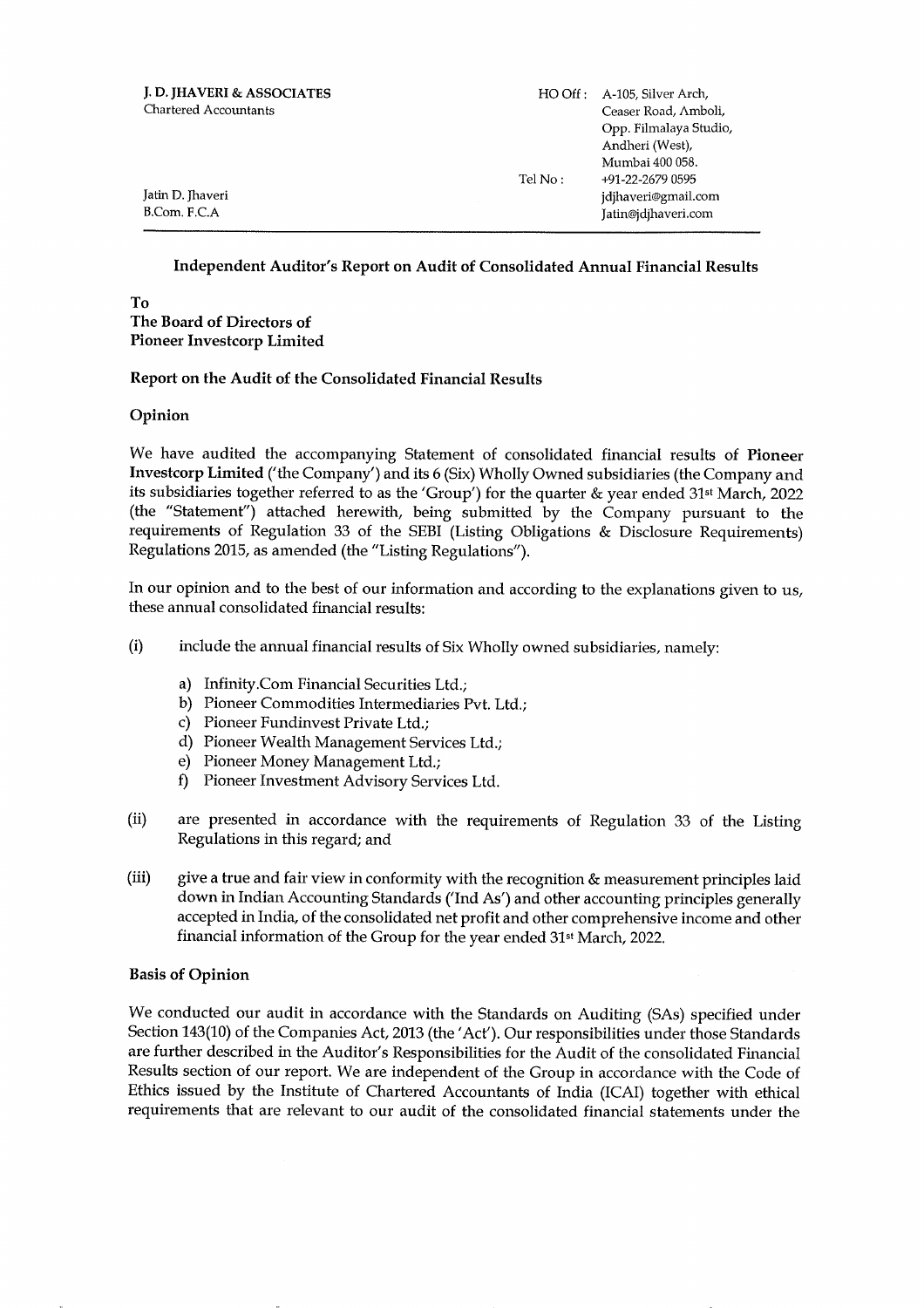**J. D. JHAVERI & ASSOCIATES**
Chartered Accountants

Jatin D. Jhaveri
B.Com. F.C.A

HO Off : A-105, Silver Arch, Ceaser Road, Amboli, Opp. Filmalaya Studio, Andheri (West), Mumbai 400 058.
Tel No : +91-22-2679 0595
jdjhaveri@gmail.com
Jatin@jdjhaveri.com

---

## Independent Auditor's Report on Audit of Consolidated Annual Financial Results

**To**
**The Board of Directors of**
**Pioneer Investcorp Limited**

### Report on the Audit of the Consolidated Financial Results

### Opinion

We have audited the accompanying Statement of consolidated financial results of **Pioneer Investcorp Limited** ('the Company') and its 6 (Six) Wholly Owned subsidiaries (the Company and its subsidiaries together referred to as the 'Group') for the quarter & year ended 31st March, 2022 (the "Statement") attached herewith, being submitted by the Company pursuant to the requirements of Regulation 33 of the SEBI (Listing Obligations & Disclosure Requirements) Regulations 2015, as amended (the "Listing Regulations").

In our opinion and to the best of our information and according to the explanations given to us, these annual consolidated financial results:

(i) include the annual financial results of Six Wholly owned subsidiaries, namely:

   a) Infinity.Com Financial Securities Ltd.;
   b) Pioneer Commodities Intermediaries Pvt. Ltd.;
   c) Pioneer Fundinvest Private Ltd.;
   d) Pioneer Wealth Management Services Ltd.;
   e) Pioneer Money Management Ltd.;
   f) Pioneer Investment Advisory Services Ltd.

(ii) are presented in accordance with the requirements of Regulation 33 of the Listing Regulations in this regard; and

(iii) give a true and fair view in conformity with the recognition & measurement principles laid down in Indian Accounting Standards ('Ind As') and other accounting principles generally accepted in India, of the consolidated net profit and other comprehensive income and other financial information of the Group for the year ended 31st March, 2022.

### Basis of Opinion

We conducted our audit in accordance with the Standards on Auditing (SAs) specified under Section 143(10) of the Companies Act, 2013 (the 'Act'). Our responsibilities under those Standards are further described in the Auditor's Responsibilities for the Audit of the consolidated Financial Results section of our report. We are independent of the Group in accordance with the Code of Ethics issued by the Institute of Chartered Accountants of India (ICAI) together with ethical requirements that are relevant to our audit of the consolidated financial statements under the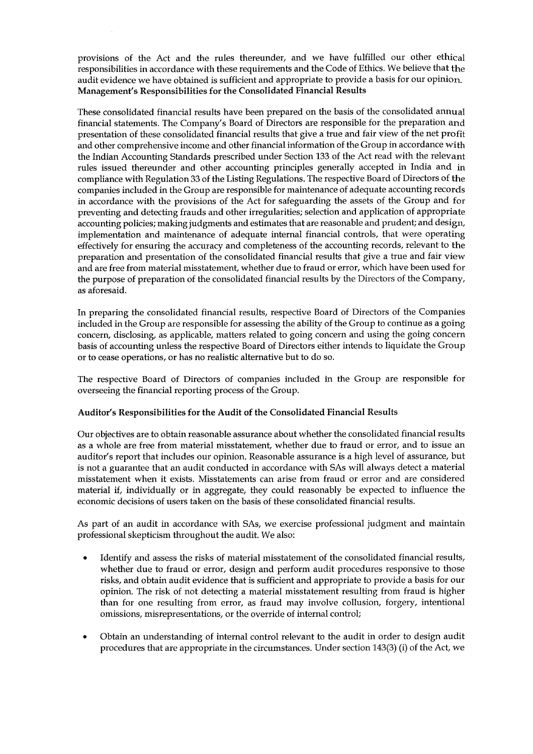provisions of the Act and the rules thereunder, and we have fulfilled our other ethical responsibilities in accordance with these requirements and the Code of Ethics. We believe that the audit evidence we have obtained is sufficient and appropriate to provide a basis for our opinion.

**Management's Responsibilities for the Consolidated Financial Results**

These consolidated financial results have been prepared on the basis of the consolidated annual financial statements. The Company's Board of Directors are responsible for the preparation and presentation of these consolidated financial results that give a true and fair view of the net profit and other comprehensive income and other financial information of the Group in accordance with the Indian Accounting Standards prescribed under Section 133 of the Act read with the relevant rules issued thereunder and other accounting principles generally accepted in India and in compliance with Regulation 33 of the Listing Regulations. The respective Board of Directors of the companies included in the Group are responsible for maintenance of adequate accounting records in accordance with the provisions of the Act for safeguarding the assets of the Group and for preventing and detecting frauds and other irregularities; selection and application of appropriate accounting policies; making judgments and estimates that are reasonable and prudent; and design, implementation and maintenance of adequate internal financial controls, that were operating effectively for ensuring the accuracy and completeness of the accounting records, relevant to the preparation and presentation of the consolidated financial results that give a true and fair view and are free from material misstatement, whether due to fraud or error, which have been used for the purpose of preparation of the consolidated financial results by the Directors of the Company, as aforesaid.

In preparing the consolidated financial results, respective Board of Directors of the Companies included in the Group are responsible for assessing the ability of the Group to continue as a going concern, disclosing, as applicable, matters related to going concern and using the going concern basis of accounting unless the respective Board of Directors either intends to liquidate the Group or to cease operations, or has no realistic alternative but to do so.

The respective Board of Directors of companies included in the Group are responsible for overseeing the financial reporting process of the Group.

**Auditor's Responsibilities for the Audit of the Consolidated Financial Results**

Our objectives are to obtain reasonable assurance about whether the consolidated financial results as a whole are free from material misstatement, whether due to fraud or error, and to issue an auditor's report that includes our opinion. Reasonable assurance is a high level of assurance, but is not a guarantee that an audit conducted in accordance with SAs will always detect a material misstatement when it exists. Misstatements can arise from fraud or error and are considered material if, individually or in aggregate, they could reasonably be expected to influence the economic decisions of users taken on the basis of these consolidated financial results.

As part of an audit in accordance with SAs, we exercise professional judgment and maintain professional skepticism throughout the audit. We also:

- Identify and assess the risks of material misstatement of the consolidated financial results, whether due to fraud or error, design and perform audit procedures responsive to those risks, and obtain audit evidence that is sufficient and appropriate to provide a basis for our opinion. The risk of not detecting a material misstatement resulting from fraud is higher than for one resulting from error, as fraud may involve collusion, forgery, intentional omissions, misrepresentations, or the override of internal control;

- Obtain an understanding of internal control relevant to the audit in order to design audit procedures that are appropriate in the circumstances. Under section 143(3) (i) of the Act, we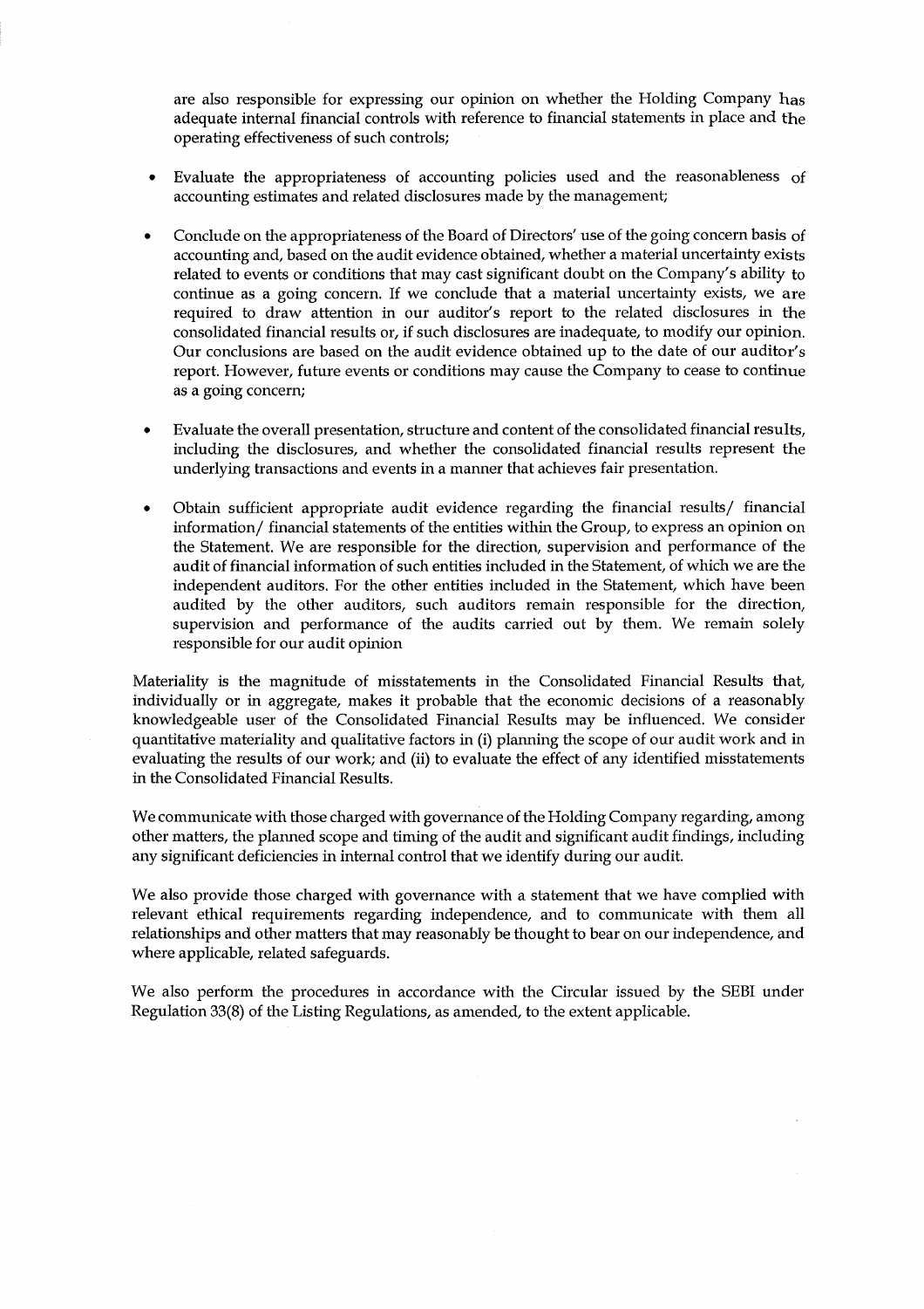are also responsible for expressing our opinion on whether the Holding Company has adequate internal financial controls with reference to financial statements in place and the operating effectiveness of such controls;

- Evaluate the appropriateness of accounting policies used and the reasonableness of accounting estimates and related disclosures made by the management;

- Conclude on the appropriateness of the Board of Directors' use of the going concern basis of accounting and, based on the audit evidence obtained, whether a material uncertainty exists related to events or conditions that may cast significant doubt on the Company's ability to continue as a going concern. If we conclude that a material uncertainty exists, we are required to draw attention in our auditor's report to the related disclosures in the consolidated financial results or, if such disclosures are inadequate, to modify our opinion. Our conclusions are based on the audit evidence obtained up to the date of our auditor's report. However, future events or conditions may cause the Company to cease to continue as a going concern;

- Evaluate the overall presentation, structure and content of the consolidated financial results, including the disclosures, and whether the consolidated financial results represent the underlying transactions and events in a manner that achieves fair presentation.

- Obtain sufficient appropriate audit evidence regarding the financial results/ financial information/ financial statements of the entities within the Group, to express an opinion on the Statement. We are responsible for the direction, supervision and performance of the audit of financial information of such entities included in the Statement, of which we are the independent auditors. For the other entities included in the Statement, which have been audited by the other auditors, such auditors remain responsible for the direction, supervision and performance of the audits carried out by them. We remain solely responsible for our audit opinion

Materiality is the magnitude of misstatements in the Consolidated Financial Results that, individually or in aggregate, makes it probable that the economic decisions of a reasonably knowledgeable user of the Consolidated Financial Results may be influenced. We consider quantitative materiality and qualitative factors in (i) planning the scope of our audit work and in evaluating the results of our work; and (ii) to evaluate the effect of any identified misstatements in the Consolidated Financial Results.

We communicate with those charged with governance of the Holding Company regarding, among other matters, the planned scope and timing of the audit and significant audit findings, including any significant deficiencies in internal control that we identify during our audit.

We also provide those charged with governance with a statement that we have complied with relevant ethical requirements regarding independence, and to communicate with them all relationships and other matters that may reasonably be thought to bear on our independence, and where applicable, related safeguards.

We also perform the procedures in accordance with the Circular issued by the SEBI under Regulation 33(8) of the Listing Regulations, as amended, to the extent applicable.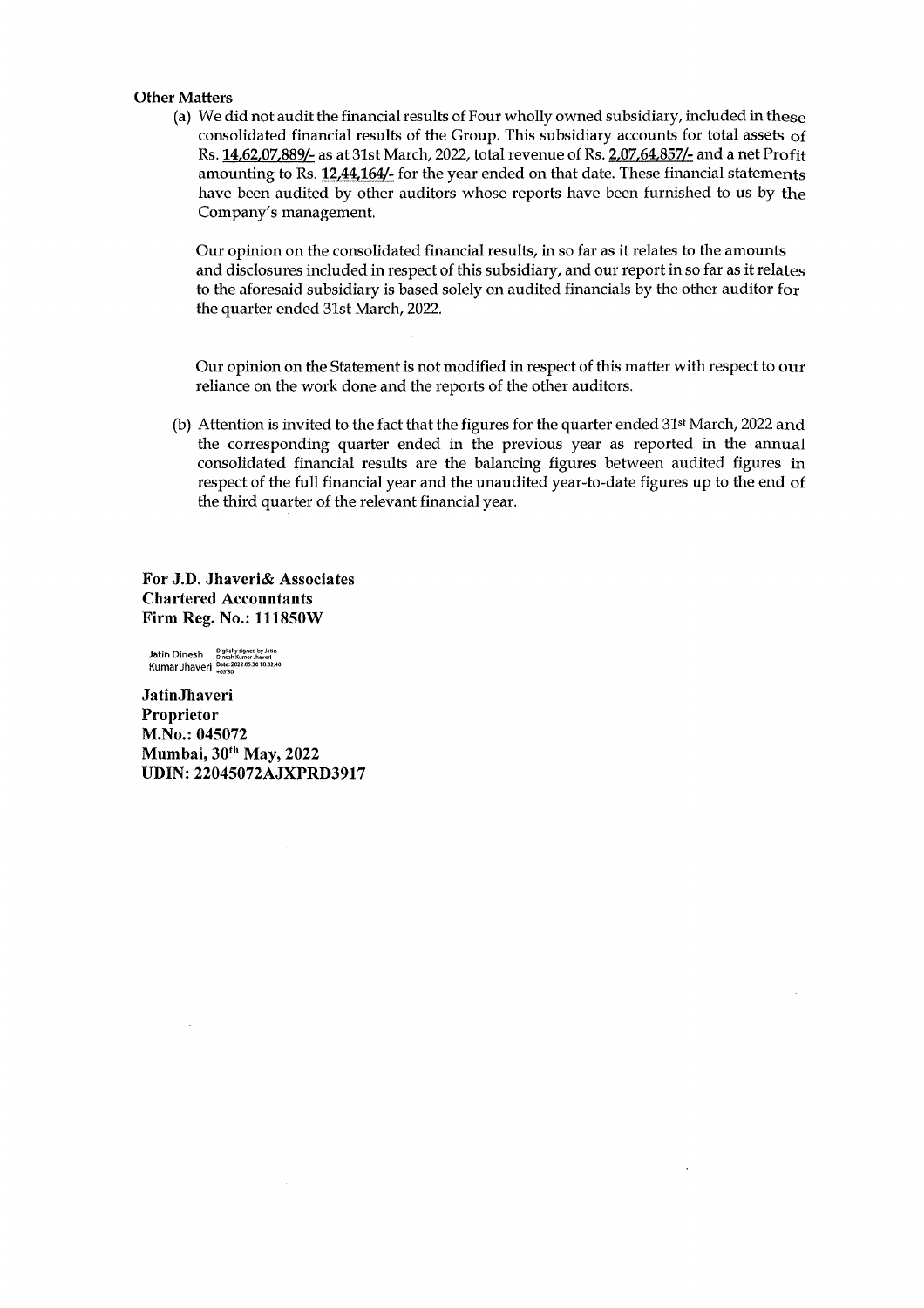**Other Matters**

(a) We did not audit the financial results of Four wholly owned subsidiary, included in these consolidated financial results of the Group. This subsidiary accounts for total assets of Rs. 14,62,07,889/- as at 31st March, 2022, total revenue of Rs. 2,07,64,857/- and a net Profit amounting to Rs. 12,44,164/- for the year ended on that date. These financial statements have been audited by other auditors whose reports have been furnished to us by the Company's management.

Our opinion on the consolidated financial results, in so far as it relates to the amounts and disclosures included in respect of this subsidiary, and our report in so far as it relates to the aforesaid subsidiary is based solely on audited financials by the other auditor for the quarter ended 31st March, 2022.

Our opinion on the Statement is not modified in respect of this matter with respect to our reliance on the work done and the reports of the other auditors.

(b) Attention is invited to the fact that the figures for the quarter ended 31st March, 2022 and the corresponding quarter ended in the previous year as reported in the annual consolidated financial results are the balancing figures between audited figures in respect of the full financial year and the unaudited year-to-date figures up to the end of the third quarter of the relevant financial year.

**For J.D. Jhaveri& Associates**
**Chartered Accountants**
**Firm Reg. No.: 111850W**

Jatin Dinesh Kumar Jhaveri — Digitally signed by Jatin Dinesh Kumar Jhaveri Date: 2022.05.30 18:02:40 +05'30'

**JatinJhaveri**
**Proprietor**
**M.No.: 045072**
**Mumbai, 30th May, 2022**
**UDIN: 22045072AJXPRD3917**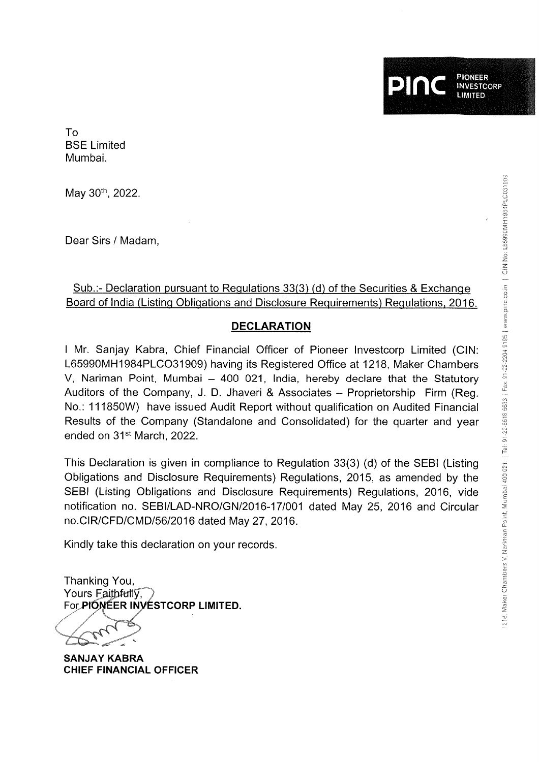To
BSE Limited
Mumbai.

May 30th, 2022.

Dear Sirs / Madam,

Sub.:- Declaration pursuant to Regulations 33(3) (d) of the Securities & Exchange Board of India (Listing Obligations and Disclosure Requirements) Regulations, 2016.

## DECLARATION

I Mr. Sanjay Kabra, Chief Financial Officer of Pioneer Investcorp Limited (CIN: L65990MH1984PLCO31909) having its Registered Office at 1218, Maker Chambers V, Nariman Point, Mumbai – 400 021, India, hereby declare that the Statutory Auditors of the Company, J. D. Jhaveri & Associates – Proprietorship Firm (Reg. No.: 111850W) have issued Audit Report without qualification on Audited Financial Results of the Company (Standalone and Consolidated) for the quarter and year ended on 31st March, 2022.

This Declaration is given in compliance to Regulation 33(3) (d) of the SEBI (Listing Obligations and Disclosure Requirements) Regulations, 2015, as amended by the SEBI (Listing Obligations and Disclosure Requirements) Regulations, 2016, vide notification no. SEBI/LAD-NRO/GN/2016-17/001 dated May 25, 2016 and Circular no.CIR/CFD/CMD/56/2016 dated May 27, 2016.

Kindly take this declaration on your records.

Thanking You,
Yours Faithfully,
For **PIONEER INVESTCORP LIMITED.**

**SANJAY KABRA**
**CHIEF FINANCIAL OFFICER**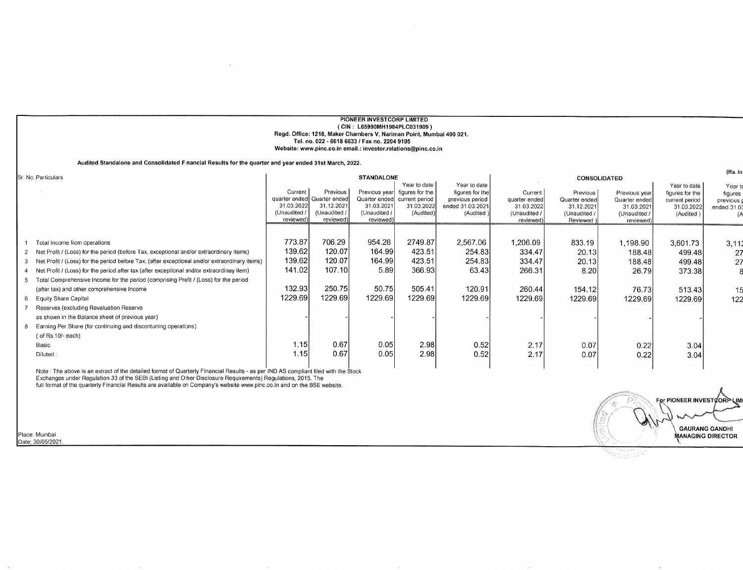**PIONEER INVESTCORP LIMITED**
**( CIN : L65990MH1984PLC031909 )**
**Regd. Office: 1218, Maker Chambers V, Nariman Point, Mumbai 400 021.**
**Tel. no. 022 - 6618 6633 / Fax no. 2204 9195**
**Website: www.pinc.co.in email.: investor.relations@pinc.co.in**

**Audited Standalone and Consolidated Financial Results for the quarter and year ended 31st March, 2022.**

(Rs. In

| Sr. No. | Particulars | STANDALONE | | | | | CONSOLIDATED | | | | |
|---|---|---|---|---|---|---|---|---|---|---|---|
| | | Current quarter ended 31.03.2022 (Unaudited / reviewed) | Previous Quarter ended 31.12.2021 (Unaudited / reviewed) | Previous year Quarter ended 31.03.2021 (Unaudited / reviewed) | Year to date figures for the current period 31.03.2022 (Audited) | Year to date figures for the previous period ended 31.03.2021 (Audited ) | Current quarter ended 31.03.2022 (Unaudited / reviewed) | Previous Quarter ended 31.12.2021 (Unaudited / Reviewed ) | Previous year Quarter ended 31.03.2021 (Unaudited / reviewed) | Year to date figures for the current period 31.03.2022 (Audited ) | Year t figures previous ended 31.0 (A |
| 1 | Total Income from operations | 773.87 | 706.29 | 954.28 | 2749.87 | 2,567.06 | 1,206.09 | 833.19 | 1,198.90 | 3,601.73 | 3,11 |
| 2 | Net Profit / (Loss) for the period (before Tax, exceptional and/or extraordinary items) | 139.62 | 120.07 | 164.99 | 423.51 | 254.83 | 334.47 | 20.13 | 188.48 | 499.48 | 27 |
| 3 | Net Profit / (Loss) for the period before Tax, (after exceptional and/or extraordinary items) | 139.62 | 120.07 | 164.99 | 423.51 | 254.83 | 334.47 | 20.13 | 188.48 | 499.48 | 27 |
| 4 | Net Profit / (Loss) for the period after tax (after exceptional and/or extraordinay item) | 141.02 | 107.10 | 5.89 | 366.93 | 63.43 | 266.31 | 8.20 | 26.79 | 373.38 | 8 |
| 5 | Total Comprehensive Income for the period (comprising Profit / (Loss) for the period (after tax) and other comprehensive Income | 132.93 | 250.75 | 50.75 | 505.41 | 120.91 | 260.44 | 154.12 | 76.73 | 513.43 | 15 |
| 6 | Equity Share Capital | 1229.69 | 1229.69 | 1229.69 | 1229.69 | 1229.69 | 1229.69 | 1229.69 | 1229.69 | 1229.69 | 122 |
| 7 | Reserves (excluding Revaluation Reserve as shown in the Balance sheet of previous year) | - | - | - | - | - | - | - | - | - | |
| 8 | Earning Per Share (for continuing and discontinuing operations) ( of Rs.10/- each) | | | | | | | | | | |
| | Basic | 1.15 | 0.67 | 0.05 | 2.98 | 0.52 | 2.17 | 0.07 | 0.22 | 3.04 | |
| | Diluted : | 1.15 | 0.67 | 0.05 | 2.98 | 0.52 | 2.17 | 0.07 | 0.22 | 3.04 | |

Note : The above is an extract of the detailed format of Quarterly Financial Results - as per IND AS compliant filed with the Stock Exchanges under Regulation 33 of the SEBI (Listing and Other Disclosure Requirements) Regulations, 2015. The full format of the quarterly Financial Results are available on Company's website www.pinc.co.in and on the BSE website.

Place: Mumbai
Date: 30/05/2021.

For PIONEER INVESTCORP LIMI

GAURANG GANDHI
MANAGING DIRECTOR